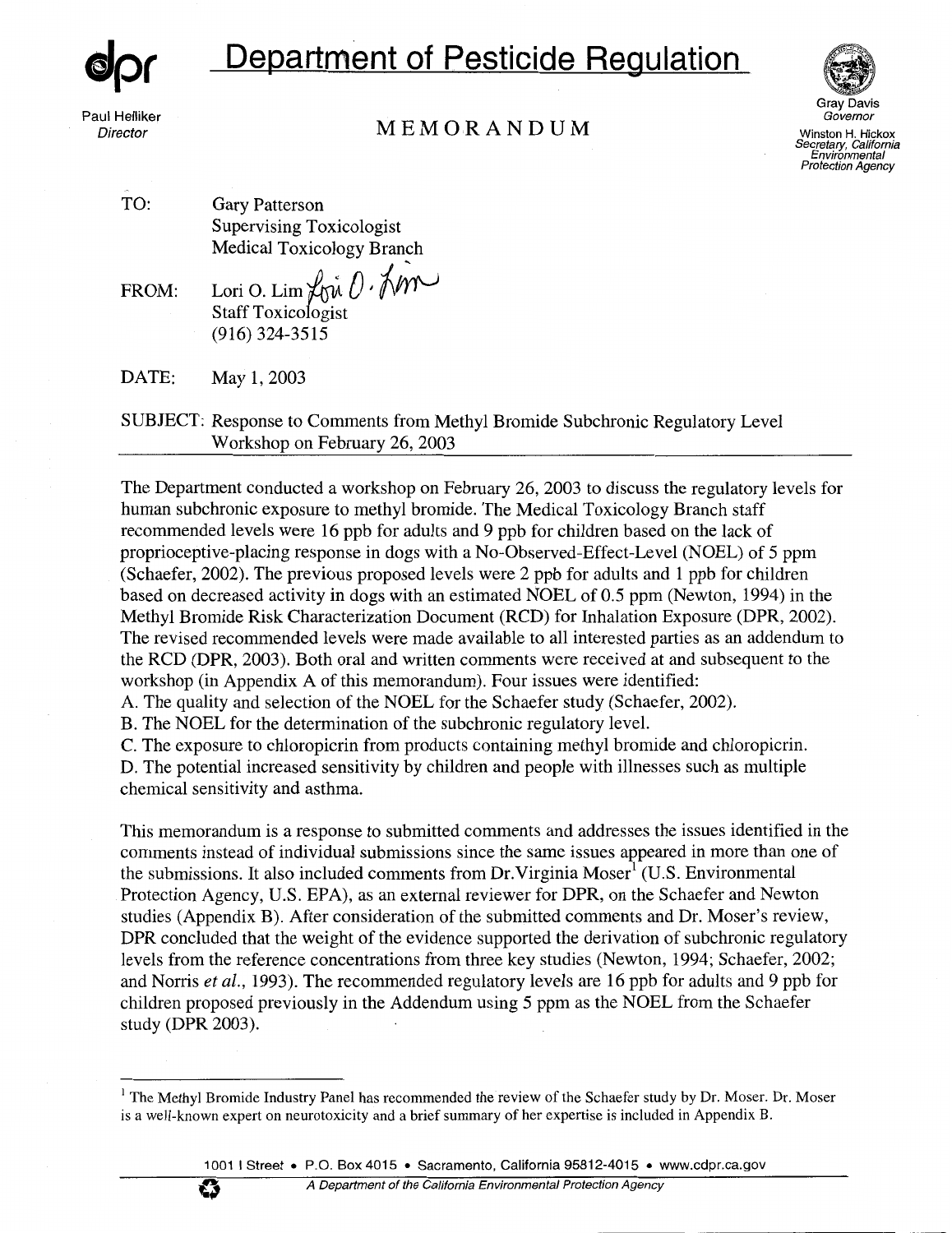**dpr**

# Department of Pesticide Regulation

Paul Helliker
*Director*

## MEMORANDUM

Gray Davis
*Governor*

Winston H. Hickox
*Secretary, California Environmental Protection Agency*

TO: Gary Patterson
Supervising Toxicologist
Medical Toxicology Branch

FROM: Lori O. Lim
Staff Toxicologist
(916) 324-3515

DATE: May 1, 2003

SUBJECT: Response to Comments from Methyl Bromide Subchronic Regulatory Level Workshop on February 26, 2003

---

The Department conducted a workshop on February 26, 2003 to discuss the regulatory levels for human subchronic exposure to methyl bromide. The Medical Toxicology Branch staff recommended levels were 16 ppb for adults and 9 ppb for children based on the lack of proprioceptive-placing response in dogs with a No-Observed-Effect-Level (NOEL) of 5 ppm (Schaefer, 2002). The previous proposed levels were 2 ppb for adults and 1 ppb for children based on decreased activity in dogs with an estimated NOEL of 0.5 ppm (Newton, 1994) in the Methyl Bromide Risk Characterization Document (RCD) for Inhalation Exposure (DPR, 2002). The revised recommended levels were made available to all interested parties as an addendum to the RCD (DPR, 2003). Both oral and written comments were received at and subsequent to the workshop (in Appendix A of this memorandum). Four issues were identified:

A. The quality and selection of the NOEL for the Schaefer study (Schaefer, 2002).
B. The NOEL for the determination of the subchronic regulatory level.
C. The exposure to chloropicrin from products containing methyl bromide and chloropicrin.
D. The potential increased sensitivity by children and people with illnesses such as multiple chemical sensitivity and asthma.

This memorandum is a response to submitted comments and addresses the issues identified in the comments instead of individual submissions since the same issues appeared in more than one of the submissions. It also included comments from Dr. Virginia Moser[1] (U.S. Environmental Protection Agency, U.S. EPA), as an external reviewer for DPR, on the Schaefer and Newton studies (Appendix B). After consideration of the submitted comments and Dr. Moser's review, DPR concluded that the weight of the evidence supported the derivation of subchronic regulatory levels from the reference concentrations from three key studies (Newton, 1994; Schaefer, 2002; and Norris *et al.*, 1993). The recommended regulatory levels are 16 ppb for adults and 9 ppb for children proposed previously in the Addendum using 5 ppm as the NOEL from the Schaefer study (DPR 2003).

---

[1] The Methyl Bromide Industry Panel has recommended the review of the Schaefer study by Dr. Moser. Dr. Moser is a well-known expert on neurotoxicity and a brief summary of her expertise is included in Appendix B.

1001 I Street • P.O. Box 4015 • Sacramento, California 95812-4015 • www.cdpr.ca.gov

*A Department of the California Environmental Protection Agency*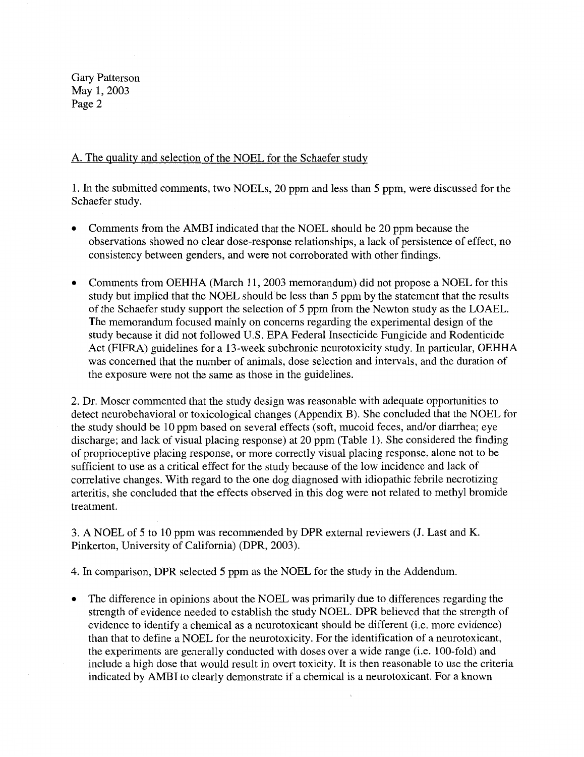A. The quality and selection of the NOEL for the Schaefer study

1. In the submitted comments, two NOELs, 20 ppm and less than 5 ppm, were discussed for the Schaefer study.

- Comments from the AMBI indicated that the NOEL should be 20 ppm because the observations showed no clear dose-response relationships, a lack of persistence of effect, no consistency between genders, and were not corroborated with other findings.

- Comments from OEHHA (March 11, 2003 memorandum) did not propose a NOEL for this study but implied that the NOEL should be less than 5 ppm by the statement that the results of the Schaefer study support the selection of 5 ppm from the Newton study as the LOAEL. The memorandum focused mainly on concerns regarding the experimental design of the study because it did not followed U.S. EPA Federal Insecticide Fungicide and Rodenticide Act (FIFRA) guidelines for a 13-week subchronic neurotoxicity study. In particular, OEHHA was concerned that the number of animals, dose selection and intervals, and the duration of the exposure were not the same as those in the guidelines.

2. Dr. Moser commented that the study design was reasonable with adequate opportunities to detect neurobehavioral or toxicological changes (Appendix B). She concluded that the NOEL for the study should be 10 ppm based on several effects (soft, mucoid feces, and/or diarrhea; eye discharge; and lack of visual placing response) at 20 ppm (Table 1). She considered the finding of proprioceptive placing response, or more correctly visual placing response, alone not to be sufficient to use as a critical effect for the study because of the low incidence and lack of correlative changes. With regard to the one dog diagnosed with idiopathic febrile necrotizing arteritis, she concluded that the effects observed in this dog were not related to methyl bromide treatment.

3. A NOEL of 5 to 10 ppm was recommended by DPR external reviewers (J. Last and K. Pinkerton, University of California) (DPR, 2003).

4. In comparison, DPR selected 5 ppm as the NOEL for the study in the Addendum.

- The difference in opinions about the NOEL was primarily due to differences regarding the strength of evidence needed to establish the study NOEL. DPR believed that the strength of evidence to identify a chemical as a neurotoxicant should be different (i.e. more evidence) than that to define a NOEL for the neurotoxicity. For the identification of a neurotoxicant, the experiments are generally conducted with doses over a wide range (i.e. 100-fold) and include a high dose that would result in overt toxicity. It is then reasonable to use the criteria indicated by AMBI to clearly demonstrate if a chemical is a neurotoxicant. For a known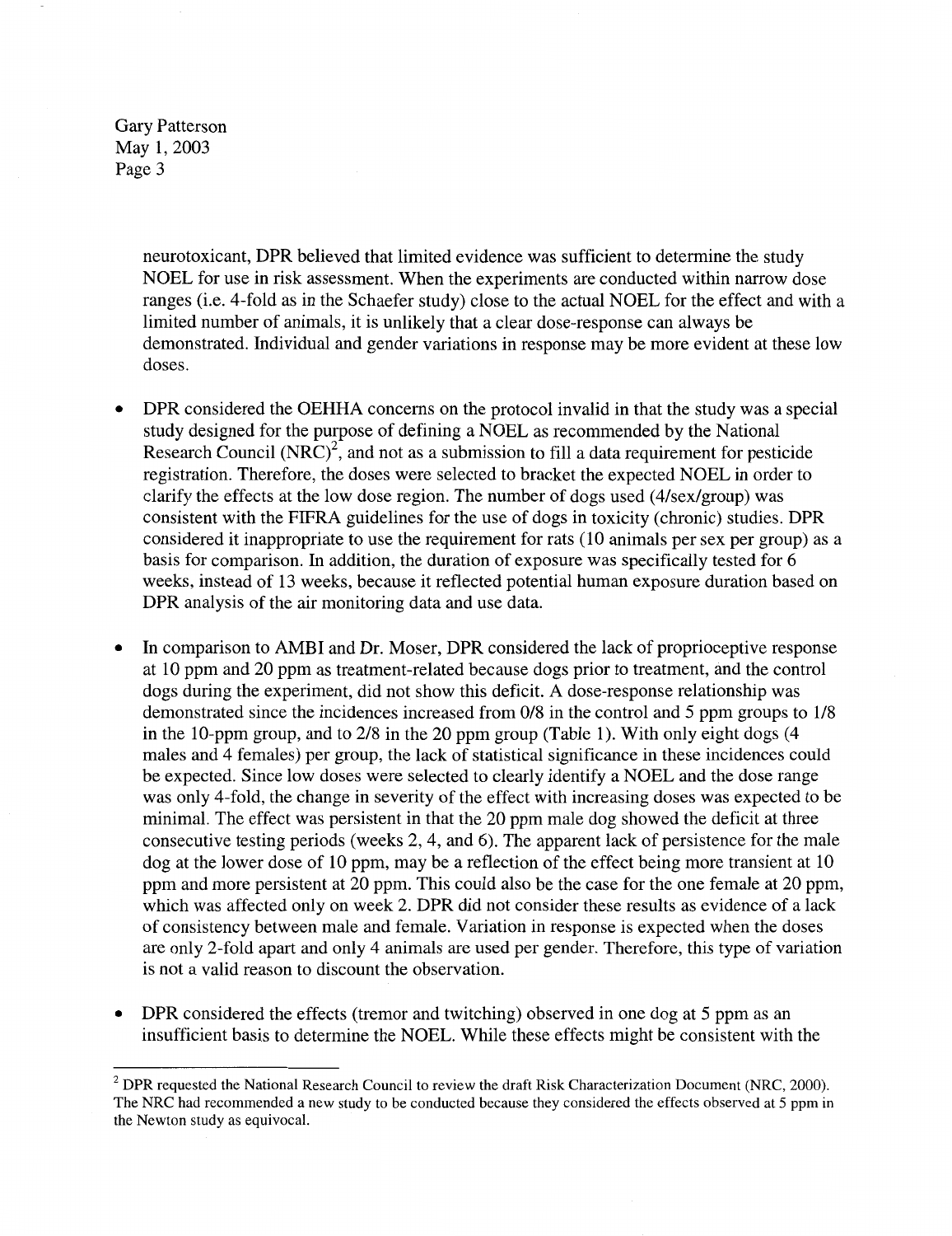neurotoxicant, DPR believed that limited evidence was sufficient to determine the study NOEL for use in risk assessment. When the experiments are conducted within narrow dose ranges (i.e. 4-fold as in the Schaefer study) close to the actual NOEL for the effect and with a limited number of animals, it is unlikely that a clear dose-response can always be demonstrated. Individual and gender variations in response may be more evident at these low doses.

- DPR considered the OEHHA concerns on the protocol invalid in that the study was a special study designed for the purpose of defining a NOEL as recommended by the National Research Council (NRC)[2], and not as a submission to fill a data requirement for pesticide registration. Therefore, the doses were selected to bracket the expected NOEL in order to clarify the effects at the low dose region. The number of dogs used (4/sex/group) was consistent with the FIFRA guidelines for the use of dogs in toxicity (chronic) studies. DPR considered it inappropriate to use the requirement for rats (10 animals per sex per group) as a basis for comparison. In addition, the duration of exposure was specifically tested for 6 weeks, instead of 13 weeks, because it reflected potential human exposure duration based on DPR analysis of the air monitoring data and use data.

- In comparison to AMBI and Dr. Moser, DPR considered the lack of proprioceptive response at 10 ppm and 20 ppm as treatment-related because dogs prior to treatment, and the control dogs during the experiment, did not show this deficit. A dose-response relationship was demonstrated since the incidences increased from 0/8 in the control and 5 ppm groups to 1/8 in the 10-ppm group, and to 2/8 in the 20 ppm group (Table 1). With only eight dogs (4 males and 4 females) per group, the lack of statistical significance in these incidences could be expected. Since low doses were selected to clearly identify a NOEL and the dose range was only 4-fold, the change in severity of the effect with increasing doses was expected to be minimal. The effect was persistent in that the 20 ppm male dog showed the deficit at three consecutive testing periods (weeks 2, 4, and 6). The apparent lack of persistence for the male dog at the lower dose of 10 ppm, may be a reflection of the effect being more transient at 10 ppm and more persistent at 20 ppm. This could also be the case for the one female at 20 ppm, which was affected only on week 2. DPR did not consider these results as evidence of a lack of consistency between male and female. Variation in response is expected when the doses are only 2-fold apart and only 4 animals are used per gender. Therefore, this type of variation is not a valid reason to discount the observation.

- DPR considered the effects (tremor and twitching) observed in one dog at 5 ppm as an insufficient basis to determine the NOEL. While these effects might be consistent with the

---

[2] DPR requested the National Research Council to review the draft Risk Characterization Document (NRC, 2000). The NRC had recommended a new study to be conducted because they considered the effects observed at 5 ppm in the Newton study as equivocal.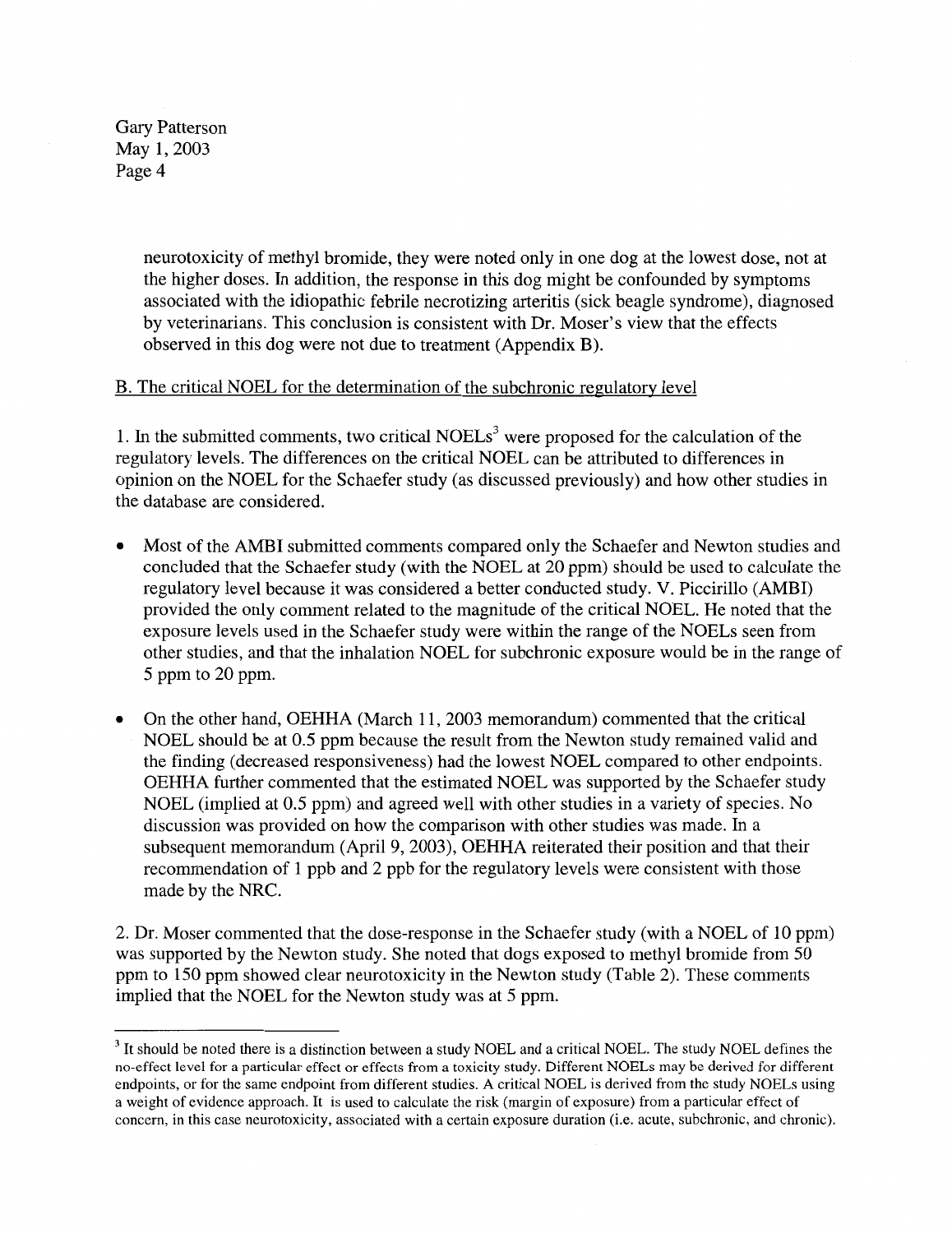neurotoxicity of methyl bromide, they were noted only in one dog at the lowest dose, not at the higher doses. In addition, the response in this dog might be confounded by symptoms associated with the idiopathic febrile necrotizing arteritis (sick beagle syndrome), diagnosed by veterinarians. This conclusion is consistent with Dr. Moser's view that the effects observed in this dog were not due to treatment (Appendix B).

B. The critical NOEL for the determination of the subchronic regulatory level

1. In the submitted comments, two critical NOELs[3] were proposed for the calculation of the regulatory levels. The differences on the critical NOEL can be attributed to differences in opinion on the NOEL for the Schaefer study (as discussed previously) and how other studies in the database are considered.

- Most of the AMBI submitted comments compared only the Schaefer and Newton studies and concluded that the Schaefer study (with the NOEL at 20 ppm) should be used to calculate the regulatory level because it was considered a better conducted study. V. Piccirillo (AMBI) provided the only comment related to the magnitude of the critical NOEL. He noted that the exposure levels used in the Schaefer study were within the range of the NOELs seen from other studies, and that the inhalation NOEL for subchronic exposure would be in the range of 5 ppm to 20 ppm.

- On the other hand, OEHHA (March 11, 2003 memorandum) commented that the critical NOEL should be at 0.5 ppm because the result from the Newton study remained valid and the finding (decreased responsiveness) had the lowest NOEL compared to other endpoints. OEHHA further commented that the estimated NOEL was supported by the Schaefer study NOEL (implied at 0.5 ppm) and agreed well with other studies in a variety of species. No discussion was provided on how the comparison with other studies was made. In a subsequent memorandum (April 9, 2003), OEHHA reiterated their position and that their recommendation of 1 ppb and 2 ppb for the regulatory levels were consistent with those made by the NRC.

2. Dr. Moser commented that the dose-response in the Schaefer study (with a NOEL of 10 ppm) was supported by the Newton study. She noted that dogs exposed to methyl bromide from 50 ppm to 150 ppm showed clear neurotoxicity in the Newton study (Table 2). These comments implied that the NOEL for the Newton study was at 5 ppm.

---

[3] It should be noted there is a distinction between a study NOEL and a critical NOEL. The study NOEL defines the no-effect level for a particular effect or effects from a toxicity study. Different NOELs may be derived for different endpoints, or for the same endpoint from different studies. A critical NOEL is derived from the study NOELs using a weight of evidence approach. It is used to calculate the risk (margin of exposure) from a particular effect of concern, in this case neurotoxicity, associated with a certain exposure duration (i.e. acute, subchronic, and chronic).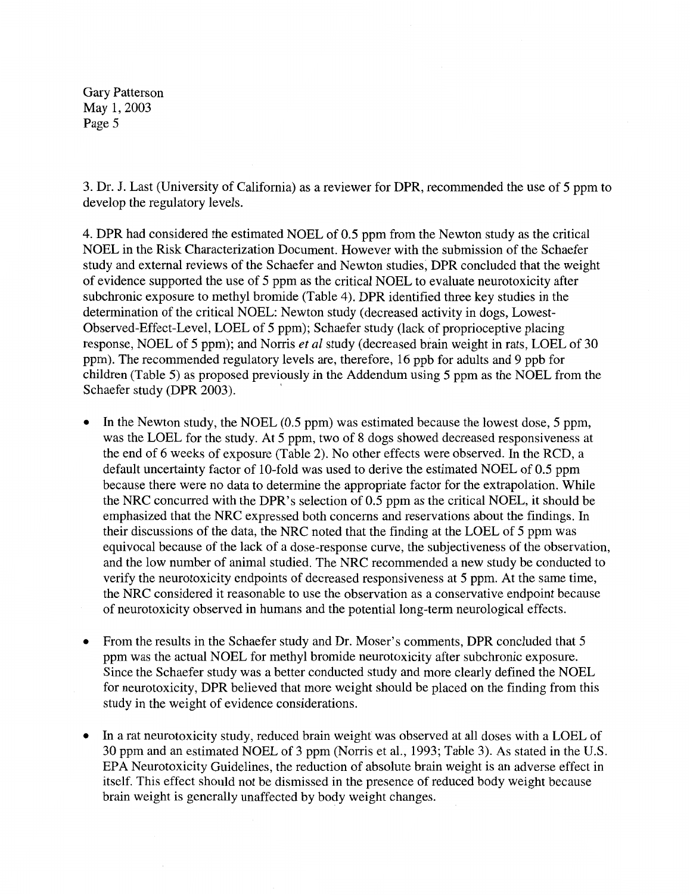3. Dr. J. Last (University of California) as a reviewer for DPR, recommended the use of 5 ppm to develop the regulatory levels.

4. DPR had considered the estimated NOEL of 0.5 ppm from the Newton study as the critical NOEL in the Risk Characterization Document. However with the submission of the Schaefer study and external reviews of the Schaefer and Newton studies, DPR concluded that the weight of evidence supported the use of 5 ppm as the critical NOEL to evaluate neurotoxicity after subchronic exposure to methyl bromide (Table 4). DPR identified three key studies in the determination of the critical NOEL: Newton study (decreased activity in dogs, Lowest-Observed-Effect-Level, LOEL of 5 ppm); Schaefer study (lack of proprioceptive placing response, NOEL of 5 ppm); and Norris *et al* study (decreased brain weight in rats, LOEL of 30 ppm). The recommended regulatory levels are, therefore, 16 ppb for adults and 9 ppb for children (Table 5) as proposed previously in the Addendum using 5 ppm as the NOEL from the Schaefer study (DPR 2003).

- In the Newton study, the NOEL (0.5 ppm) was estimated because the lowest dose, 5 ppm, was the LOEL for the study. At 5 ppm, two of 8 dogs showed decreased responsiveness at the end of 6 weeks of exposure (Table 2). No other effects were observed. In the RCD, a default uncertainty factor of 10-fold was used to derive the estimated NOEL of 0.5 ppm because there were no data to determine the appropriate factor for the extrapolation. While the NRC concurred with the DPR's selection of 0.5 ppm as the critical NOEL, it should be emphasized that the NRC expressed both concerns and reservations about the findings. In their discussions of the data, the NRC noted that the finding at the LOEL of 5 ppm was equivocal because of the lack of a dose-response curve, the subjectiveness of the observation, and the low number of animal studied. The NRC recommended a new study be conducted to verify the neurotoxicity endpoints of decreased responsiveness at 5 ppm. At the same time, the NRC considered it reasonable to use the observation as a conservative endpoint because of neurotoxicity observed in humans and the potential long-term neurological effects.

- From the results in the Schaefer study and Dr. Moser's comments, DPR concluded that 5 ppm was the actual NOEL for methyl bromide neurotoxicity after subchronic exposure. Since the Schaefer study was a better conducted study and more clearly defined the NOEL for neurotoxicity, DPR believed that more weight should be placed on the finding from this study in the weight of evidence considerations.

- In a rat neurotoxicity study, reduced brain weight was observed at all doses with a LOEL of 30 ppm and an estimated NOEL of 3 ppm (Norris et al., 1993; Table 3). As stated in the U.S. EPA Neurotoxicity Guidelines, the reduction of absolute brain weight is an adverse effect in itself. This effect should not be dismissed in the presence of reduced body weight because brain weight is generally unaffected by body weight changes.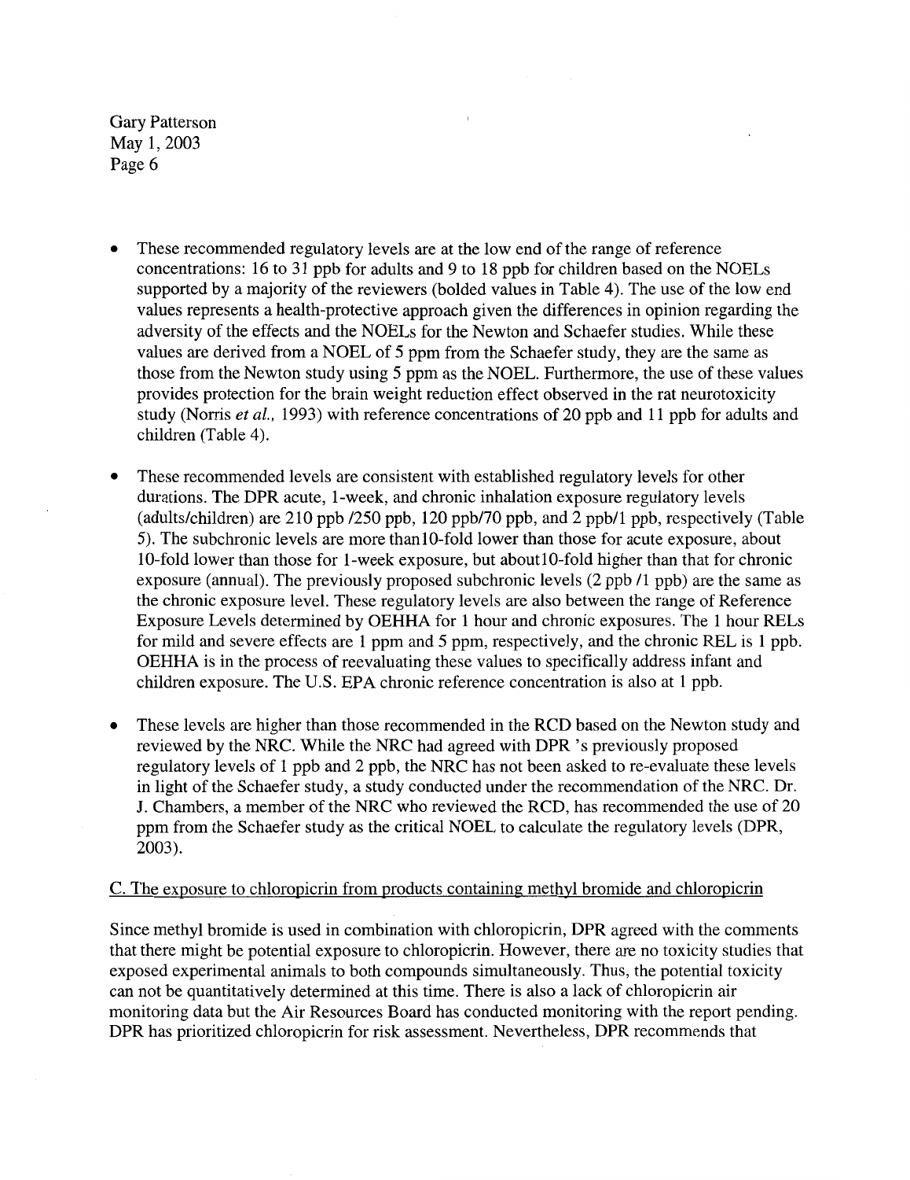- These recommended regulatory levels are at the low end of the range of reference concentrations: 16 to 31 ppb for adults and 9 to 18 ppb for children based on the NOELs supported by a majority of the reviewers (bolded values in Table 4). The use of the low end values represents a health-protective approach given the differences in opinion regarding the adversity of the effects and the NOELs for the Newton and Schaefer studies. While these values are derived from a NOEL of 5 ppm from the Schaefer study, they are the same as those from the Newton study using 5 ppm as the NOEL. Furthermore, the use of these values provides protection for the brain weight reduction effect observed in the rat neurotoxicity study (Norris *et al.*, 1993) with reference concentrations of 20 ppb and 11 ppb for adults and children (Table 4).

- These recommended levels are consistent with established regulatory levels for other durations. The DPR acute, 1-week, and chronic inhalation exposure regulatory levels (adults/children) are 210 ppb /250 ppb, 120 ppb/70 ppb, and 2 ppb/1 ppb, respectively (Table 5). The subchronic levels are more than10-fold lower than those for acute exposure, about 10-fold lower than those for 1-week exposure, but about10-fold higher than that for chronic exposure (annual). The previously proposed subchronic levels (2 ppb /1 ppb) are the same as the chronic exposure level. These regulatory levels are also between the range of Reference Exposure Levels determined by OEHHA for 1 hour and chronic exposures. The 1 hour RELs for mild and severe effects are 1 ppm and 5 ppm, respectively, and the chronic REL is 1 ppb. OEHHA is in the process of reevaluating these values to specifically address infant and children exposure. The U.S. EPA chronic reference concentration is also at 1 ppb.

- These levels are higher than those recommended in the RCD based on the Newton study and reviewed by the NRC. While the NRC had agreed with DPR 's previously proposed regulatory levels of 1 ppb and 2 ppb, the NRC has not been asked to re-evaluate these levels in light of the Schaefer study, a study conducted under the recommendation of the NRC. Dr. J. Chambers, a member of the NRC who reviewed the RCD, has recommended the use of 20 ppm from the Schaefer study as the critical NOEL to calculate the regulatory levels (DPR, 2003).

C. The exposure to chloropicrin from products containing methyl bromide and chloropicrin

Since methyl bromide is used in combination with chloropicrin, DPR agreed with the comments that there might be potential exposure to chloropicrin. However, there are no toxicity studies that exposed experimental animals to both compounds simultaneously. Thus, the potential toxicity can not be quantitatively determined at this time. There is also a lack of chloropicrin air monitoring data but the Air Resources Board has conducted monitoring with the report pending. DPR has prioritized chloropicrin for risk assessment. Nevertheless, DPR recommends that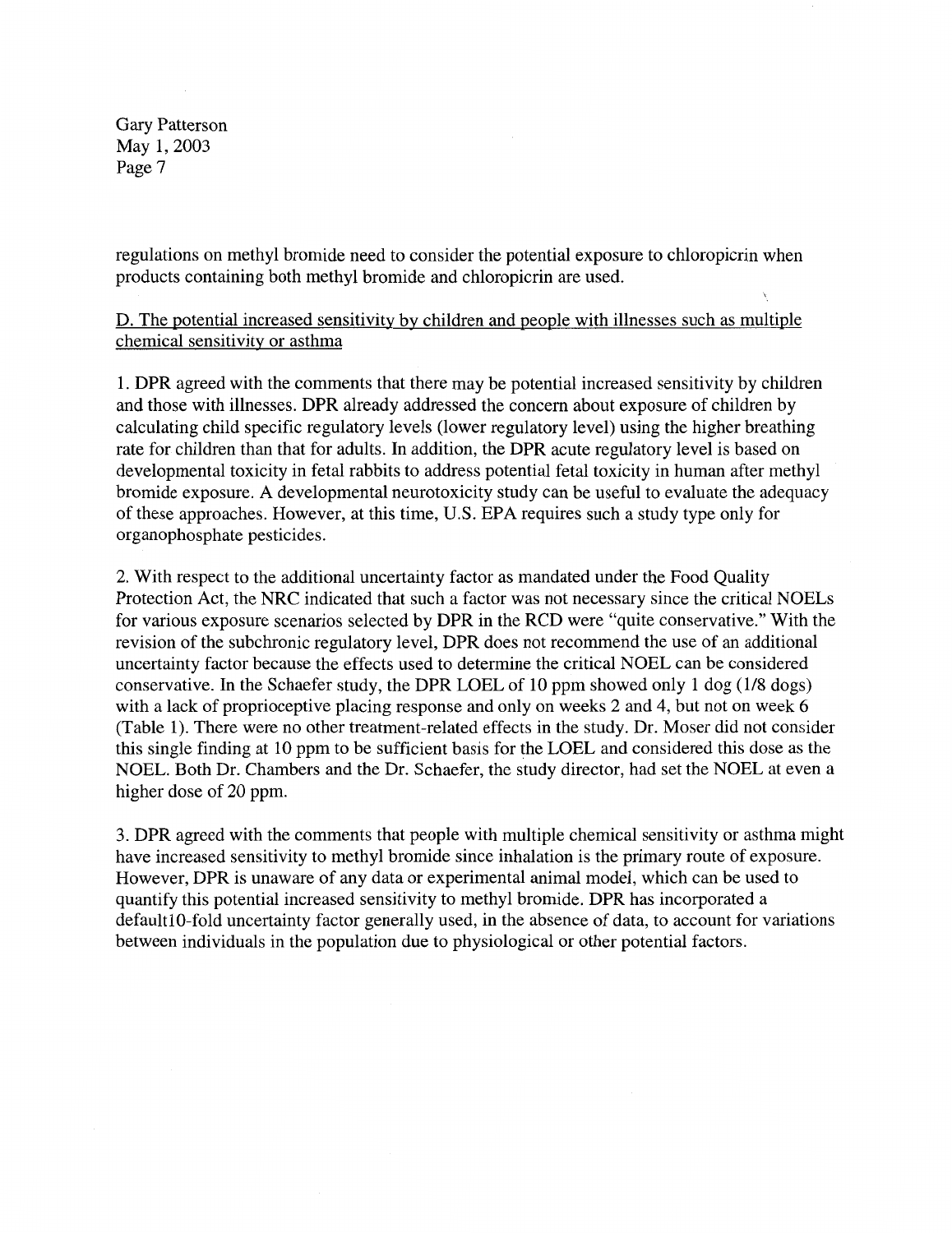regulations on methyl bromide need to consider the potential exposure to chloropicrin when products containing both methyl bromide and chloropicrin are used.

D. The potential increased sensitivity by children and people with illnesses such as multiple chemical sensitivity or asthma

1. DPR agreed with the comments that there may be potential increased sensitivity by children and those with illnesses. DPR already addressed the concern about exposure of children by calculating child specific regulatory levels (lower regulatory level) using the higher breathing rate for children than that for adults. In addition, the DPR acute regulatory level is based on developmental toxicity in fetal rabbits to address potential fetal toxicity in human after methyl bromide exposure. A developmental neurotoxicity study can be useful to evaluate the adequacy of these approaches. However, at this time, U.S. EPA requires such a study type only for organophosphate pesticides.

2. With respect to the additional uncertainty factor as mandated under the Food Quality Protection Act, the NRC indicated that such a factor was not necessary since the critical NOELs for various exposure scenarios selected by DPR in the RCD were "quite conservative." With the revision of the subchronic regulatory level, DPR does not recommend the use of an additional uncertainty factor because the effects used to determine the critical NOEL can be considered conservative. In the Schaefer study, the DPR LOEL of 10 ppm showed only 1 dog (1/8 dogs) with a lack of proprioceptive placing response and only on weeks 2 and 4, but not on week 6 (Table 1). There were no other treatment-related effects in the study. Dr. Moser did not consider this single finding at 10 ppm to be sufficient basis for the LOEL and considered this dose as the NOEL. Both Dr. Chambers and the Dr. Schaefer, the study director, had set the NOEL at even a higher dose of 20 ppm.

3. DPR agreed with the comments that people with multiple chemical sensitivity or asthma might have increased sensitivity to methyl bromide since inhalation is the primary route of exposure. However, DPR is unaware of any data or experimental animal model, which can be used to quantify this potential increased sensitivity to methyl bromide. DPR has incorporated a default10-fold uncertainty factor generally used, in the absence of data, to account for variations between individuals in the population due to physiological or other potential factors.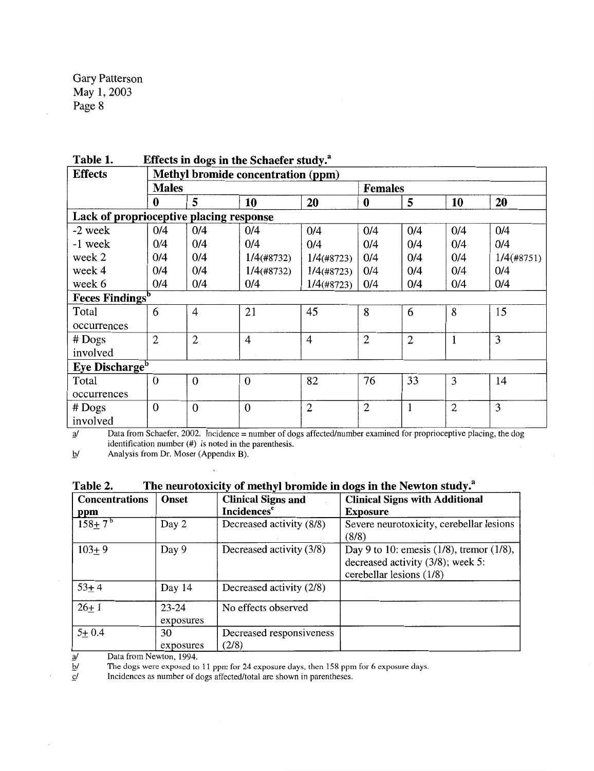Table 1. Effects in dogs in the Schaefer study.[a]

| Effects | Methyl bromide concentration (ppm) | | | | | | | |
|---|---|---|---|---|---|---|---|---|
| | Males | | | | Females | | | |
| | 0 | 5 | 10 | 20 | 0 | 5 | 10 | 20 |
| **Lack of proprioceptive placing response** | | | | | | | | |
| -2 week | 0/4 | 0/4 | 0/4 | 0/4 | 0/4 | 0/4 | 0/4 | 0/4 |
| -1 week | 0/4 | 0/4 | 0/4 | 0/4 | 0/4 | 0/4 | 0/4 | 0/4 |
| week 2 | 0/4 | 0/4 | 1/4(#8732) | 1/4(#8723) | 0/4 | 0/4 | 0/4 | 1/4(#8751) |
| week 4 | 0/4 | 0/4 | 1/4(#8732) | 1/4(#8723) | 0/4 | 0/4 | 0/4 | 0/4 |
| week 6 | 0/4 | 0/4 | 0/4 | 1/4(#8723) | 0/4 | 0/4 | 0/4 | 0/4 |
| **Feces Findings[b]** | | | | | | | | |
| Total occurrences | 6 | 4 | 21 | 45 | 8 | 6 | 8 | 15 |
| # Dogs involved | 2 | 2 | 4 | 4 | 2 | 2 | 1 | 3 |
| **Eye Discharge[b]** | | | | | | | | |
| Total occurrences | 0 | 0 | 0 | 82 | 76 | 33 | 3 | 14 |
| # Dogs involved | 0 | 0 | 0 | 2 | 2 | 1 | 2 | 3 |

a/ Data from Schaefer, 2002. Incidence = number of dogs affected/number examined for proprioceptive placing, the dog identification number (#) is noted in the parenthesis.

b/ Analysis from Dr. Moser (Appendix B).

Table 2. The neurotoxicity of methyl bromide in dogs in the Newton study.[a]

| Concentrations ppm | Onset | Clinical Signs and Incidences[c] | Clinical Signs with Additional Exposure |
|---|---|---|---|
| 158± 7[b] | Day 2 | Decreased activity (8/8) | Severe neurotoxicity, cerebellar lesions (8/8) |
| 103± 9 | Day 9 | Decreased activity (3/8) | Day 9 to 10: emesis (1/8), tremor (1/8), decreased activity (3/8); week 5: cerebellar lesions (1/8) |
| 53± 4 | Day 14 | Decreased activity (2/8) | |
| 26± 1 | 23-24 exposures | No effects observed | |
| 5± 0.4 | 30 exposures | Decreased responsiveness (2/8) | |

a/ Data from Newton, 1994.

b/ The dogs were exposed to 11 ppm for 24 exposure days, then 158 ppm for 6 exposure days.

c/ Incidences as number of dogs affected/total are shown in parentheses.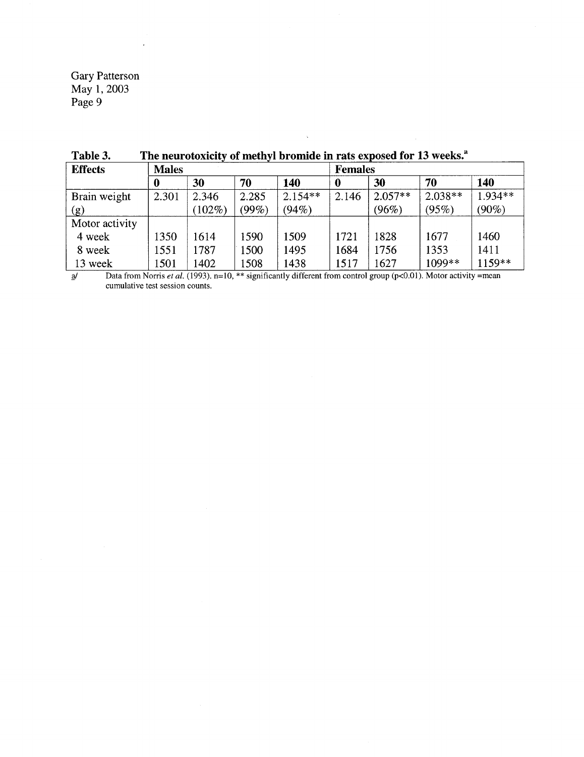**Table 3. The neurotoxicity of methyl bromide in rats exposed for 13 weeks.[a]**

| Effects | Males | | | | Females | | | |
|---|---|---|---|---|---|---|---|---|
| | 0 | 30 | 70 | 140 | 0 | 30 | 70 | 140 |
| Brain weight (g) | 2.301 | 2.346 (102%) | 2.285 (99%) | 2.154** (94%) | 2.146 | 2.057** (96%) | 2.038** (95%) | 1.934** (90%) |
| Motor activity | | | | | | | | |
| 4 week | 1350 | 1614 | 1590 | 1509 | 1721 | 1828 | 1677 | 1460 |
| 8 week | 1551 | 1787 | 1500 | 1495 | 1684 | 1756 | 1353 | 1411 |
| 13 week | 1501 | 1402 | 1508 | 1438 | 1517 | 1627 | 1099** | 1159** |

a/ Data from Norris *et al.* (1993). n=10, ** significantly different from control group ($p<0.01$). Motor activity =mean cumulative test session counts.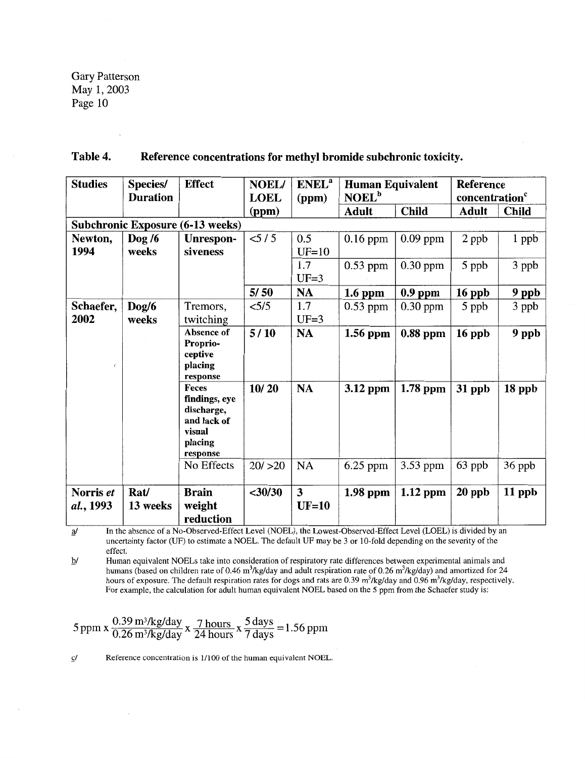**Table 4. Reference concentrations for methyl bromide subchronic toxicity.**

| Studies | Species/ Duration | Effect | NOEL/ LOEL (ppm) | ENEL[a] (ppm) | Human Equivalent NOEL[b] | | Reference concentration[c] | |
|---|---|---|---|---|---|---|---|---|
| | | | | | Adult | Child | Adult | Child |
| **Subchronic Exposure (6-13 weeks)** | | | | | | | | |
| **Newton, 1994** | **Dog /6 weeks** | **Unrespon-siveness** | <5 / 5 | 0.5 UF=10 | 0.16 ppm | 0.09 ppm | 2 ppb | 1 ppb |
| | | | | 1.7 UF=3 | 0.53 ppm | 0.30 ppm | 5 ppb | 3 ppb |
| | | | **5/ 50** | **NA** | **1.6 ppm** | **0.9 ppm** | **16 ppb** | **9 ppb** |
| **Schaefer, 2002** | **Dog/6 weeks** | Tremors, twitching | <5/5 | 1.7 UF=3 | 0.53 ppm | 0.30 ppm | 5 ppb | 3 ppb |
| | | **Absence of Proprio-ceptive placing response** | **5 / 10** | **NA** | **1.56 ppm** | **0.88 ppm** | **16 ppb** | **9 ppb** |
| | | **Feces findings, eye discharge, and lack of visual placing response** | **10/ 20** | **NA** | **3.12 ppm** | **1.78 ppm** | **31 ppb** | **18 ppb** |
| | | No Effects | 20/ >20 | NA | 6.25 ppm | 3.53 ppm | 63 ppb | 36 ppb |
| **Norris *et al.*, 1993** | **Rat/ 13 weeks** | **Brain weight reduction** | **<30/30** | **3 UF=10** | **1.98 ppm** | **1.12 ppm** | **20 ppb** | **11 ppb** |

a/ In the absence of a No-Observed-Effect Level (NOEL), the Lowest-Observed-Effect Level (LOEL) is divided by an uncertainty factor (UF) to estimate a NOEL. The default UF may be 3 or 10-fold depending on the severity of the effect.

b/ Human equivalent NOELs take into consideration of respiratory rate differences between experimental animals and humans (based on children rate of 0.46 $m^3$/kg/day and adult respiration rate of 0.26 $m^3$/kg/day) and amortized for 24 hours of exposure. The default respiration rates for dogs and rats are 0.39 $m^3$/kg/day and 0.96 $m^3$/kg/day, respectively. For example, the calculation for adult human equivalent NOEL based on the 5 ppm from the Schaefer study is:

$$5\,\text{ppm} \times \frac{0.39\,\text{m}^3/\text{kg/day}}{0.26\,\text{m}^3/\text{kg/day}} \times \frac{7\,\text{hours}}{24\,\text{hours}} \times \frac{5\,\text{days}}{7\,\text{days}} = 1.56\,\text{ppm}$$

c/ Reference concentration is 1/100 of the human equivalent NOEL.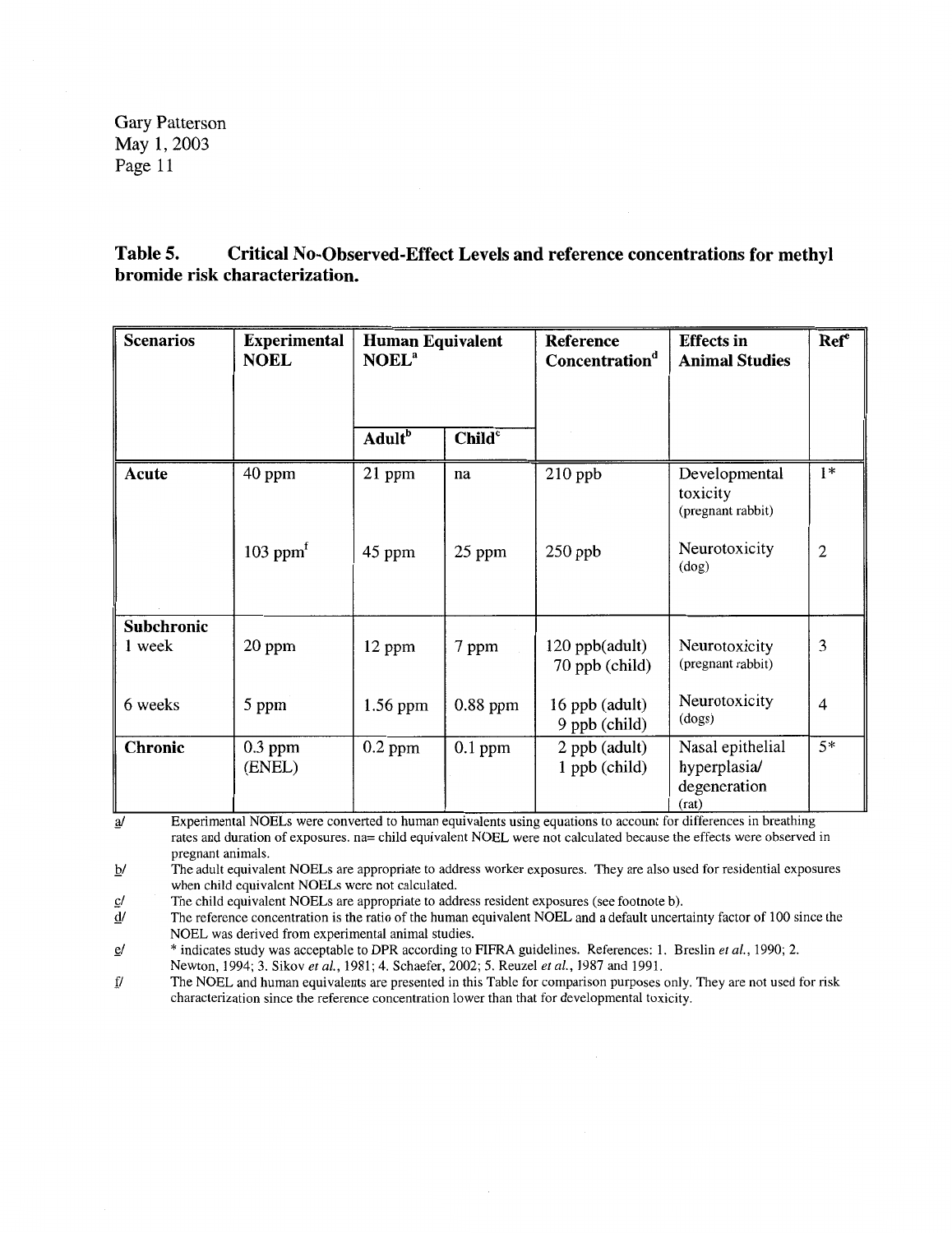**Table 5. Critical No-Observed-Effect Levels and reference concentrations for methyl bromide risk characterization.**

| Scenarios | Experimental NOEL | Human Equivalent NOEL[a] | | Reference Concentration[d] | Effects in Animal Studies | Ref[e] |
|---|---|---|---|---|---|---|
| | | Adult[b] | Child[c] | | | |
| **Acute** | 40 ppm | 21 ppm | na | 210 ppb | Developmental toxicity (pregnant rabbit) | 1* |
| | 103 ppm[f] | 45 ppm | 25 ppm | 250 ppb | Neurotoxicity (dog) | 2 |
| **Subchronic** 1 week | 20 ppm | 12 ppm | 7 ppm | 120 ppb(adult) 70 ppb (child) | Neurotoxicity (pregnant rabbit) | 3 |
| 6 weeks | 5 ppm | 1.56 ppm | 0.88 ppm | 16 ppb (adult) 9 ppb (child) | Neurotoxicity (dogs) | 4 |
| **Chronic** | 0.3 ppm (ENEL) | 0.2 ppm | 0.1 ppm | 2 ppb (adult) 1 ppb (child) | Nasal epithelial hyperplasia/ degeneration (rat) | 5* |

a/ Experimental NOELs were converted to human equivalents using equations to account for differences in breathing rates and duration of exposures. na= child equivalent NOEL were not calculated because the effects were observed in pregnant animals.

b/ The adult equivalent NOELs are appropriate to address worker exposures. They are also used for residential exposures when child equivalent NOELs were not calculated.

c/ The child equivalent NOELs are appropriate to address resident exposures (see footnote b).

d/ The reference concentration is the ratio of the human equivalent NOEL and a default uncertainty factor of 100 since the NOEL was derived from experimental animal studies.

e/ * indicates study was acceptable to DPR according to FIFRA guidelines. References: 1. Breslin *et al.*, 1990; 2. Newton, 1994; 3. Sikov *et al.*, 1981; 4. Schaefer, 2002; 5. Reuzel *et al.*, 1987 and 1991.

f/ The NOEL and human equivalents are presented in this Table for comparison purposes only. They are not used for risk characterization since the reference concentration lower than that for developmental toxicity.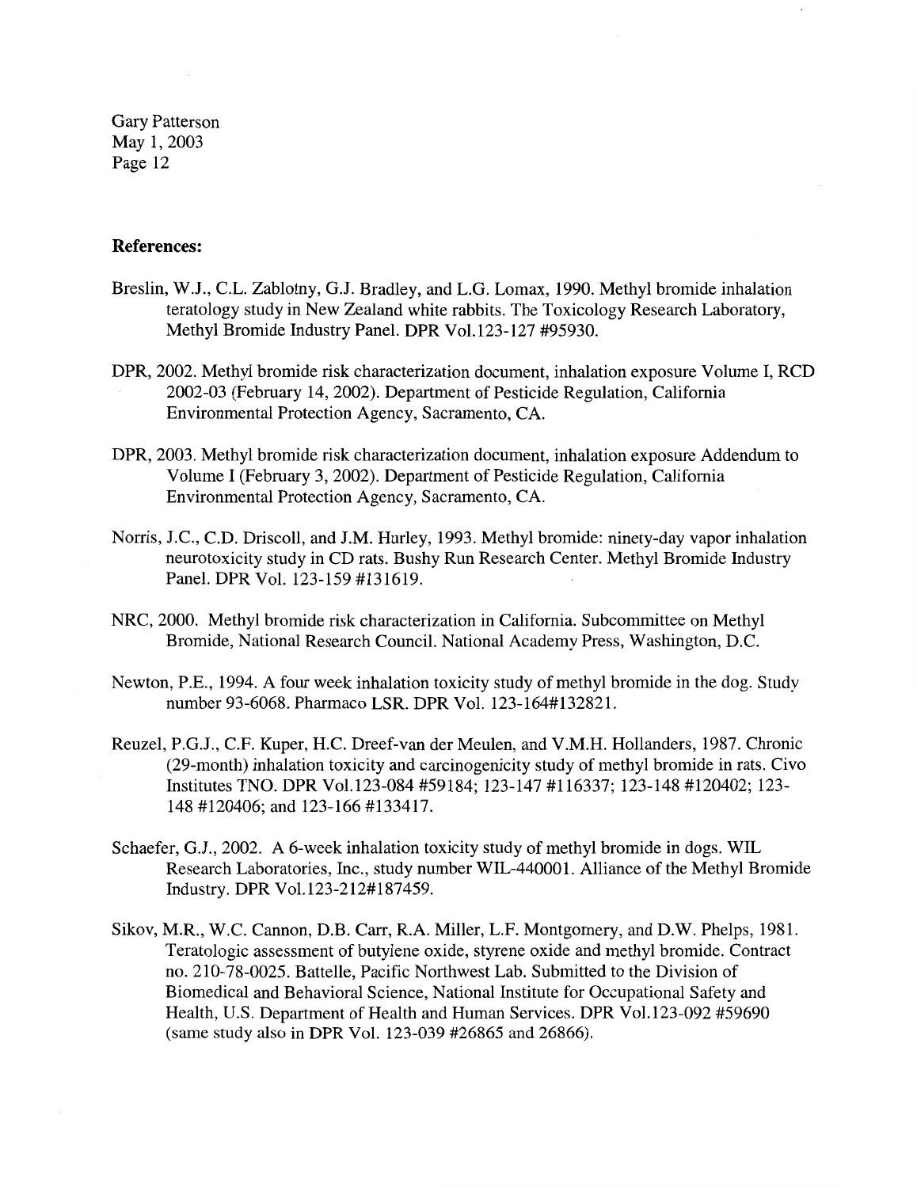**References:**

Breslin, W.J., C.L. Zablotny, G.J. Bradley, and L.G. Lomax, 1990. Methyl bromide inhalation teratology study in New Zealand white rabbits. The Toxicology Research Laboratory, Methyl Bromide Industry Panel. DPR Vol.123-127 #95930.

DPR, 2002. Methyl bromide risk characterization document, inhalation exposure Volume I, RCD 2002-03 (February 14, 2002). Department of Pesticide Regulation, California Environmental Protection Agency, Sacramento, CA.

DPR, 2003. Methyl bromide risk characterization document, inhalation exposure Addendum to Volume I (February 3, 2002). Department of Pesticide Regulation, California Environmental Protection Agency, Sacramento, CA.

Norris, J.C., C.D. Driscoll, and J.M. Hurley, 1993. Methyl bromide: ninety-day vapor inhalation neurotoxicity study in CD rats. Bushy Run Research Center. Methyl Bromide Industry Panel. DPR Vol. 123-159 #131619.

NRC, 2000. Methyl bromide risk characterization in California. Subcommittee on Methyl Bromide, National Research Council. National Academy Press, Washington, D.C.

Newton, P.E., 1994. A four week inhalation toxicity study of methyl bromide in the dog. Study number 93-6068. Pharmaco LSR. DPR Vol. 123-164#132821.

Reuzel, P.G.J., C.F. Kuper, H.C. Dreef-van der Meulen, and V.M.H. Hollanders, 1987. Chronic (29-month) inhalation toxicity and carcinogenicity study of methyl bromide in rats. Civo Institutes TNO. DPR Vol.123-084 #59184; 123-147 #116337; 123-148 #120402; 123-148 #120406; and 123-166 #133417.

Schaefer, G.J., 2002. A 6-week inhalation toxicity study of methyl bromide in dogs. WIL Research Laboratories, Inc., study number WIL-440001. Alliance of the Methyl Bromide Industry. DPR Vol.123-212#187459.

Sikov, M.R., W.C. Cannon, D.B. Carr, R.A. Miller, L.F. Montgomery, and D.W. Phelps, 1981. Teratologic assessment of butylene oxide, styrene oxide and methyl bromide. Contract no. 210-78-0025. Battelle, Pacific Northwest Lab. Submitted to the Division of Biomedical and Behavioral Science, National Institute for Occupational Safety and Health, U.S. Department of Health and Human Services. DPR Vol.123-092 #59690 (same study also in DPR Vol. 123-039 #26865 and 26866).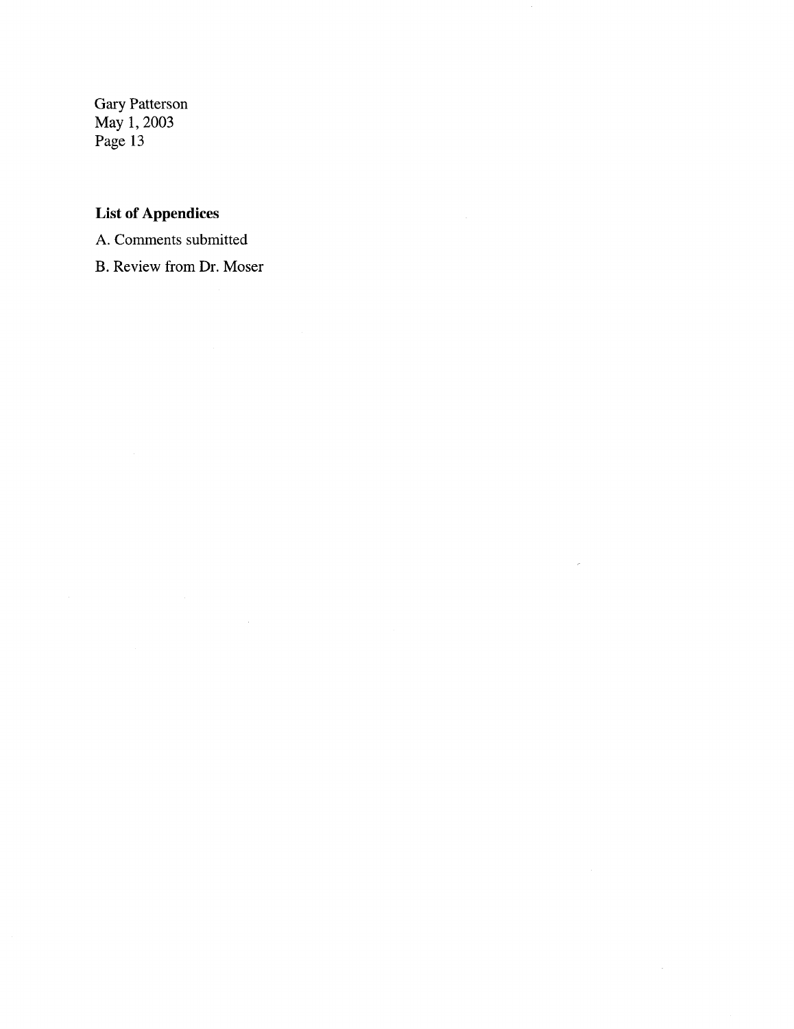**List of Appendices**

A. Comments submitted

B. Review from Dr. Moser